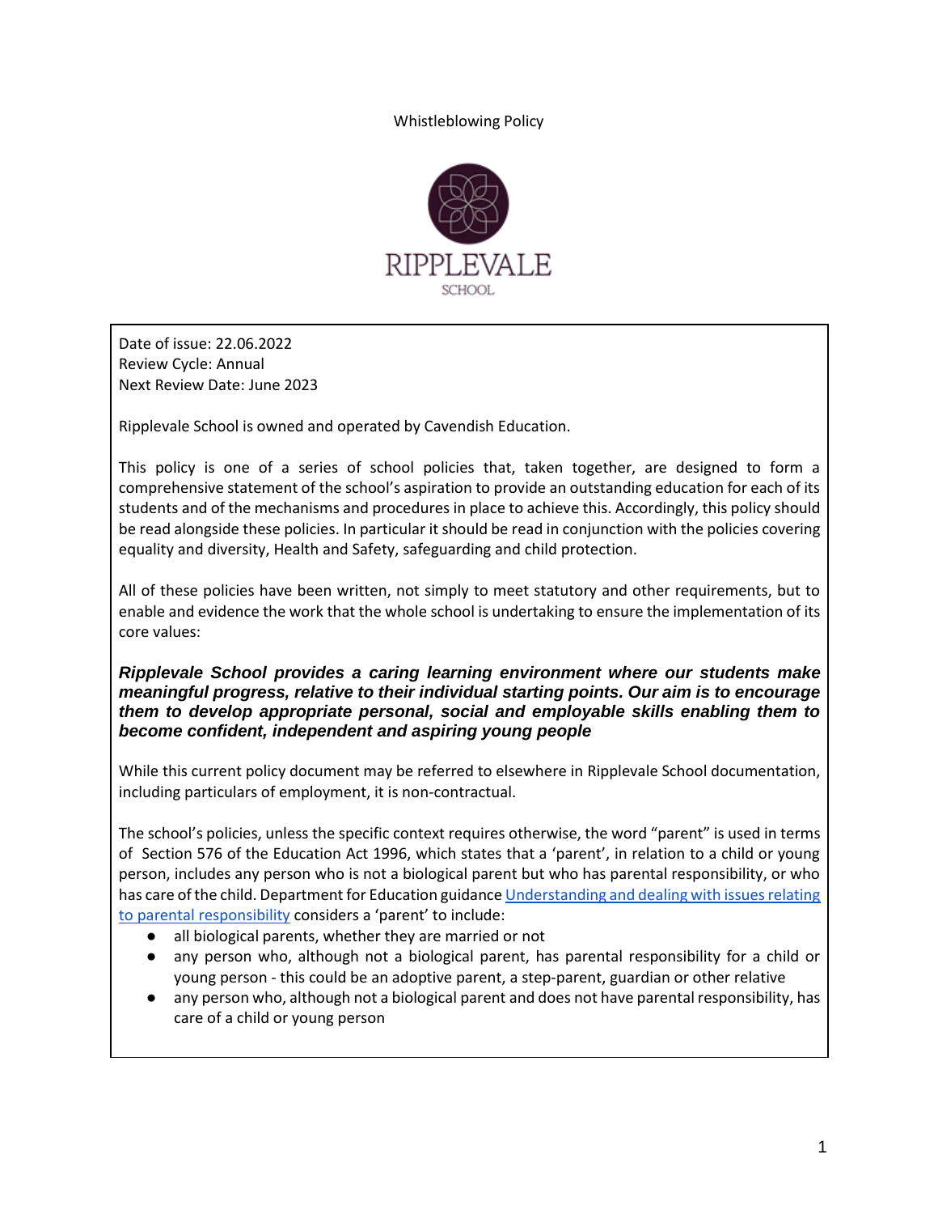# Whistleblowing Policy

RIPPLEVALE
SCHOOL

Date of issue: 22.06.2022
Review Cycle: Annual
Next Review Date: June 2023

Ripplevale School is owned and operated by Cavendish Education.

This policy is one of a series of school policies that, taken together, are designed to form a comprehensive statement of the school's aspiration to provide an outstanding education for each of its students and of the mechanisms and procedures in place to achieve this. Accordingly, this policy should be read alongside these policies. In particular it should be read in conjunction with the policies covering equality and diversity, Health and Safety, safeguarding and child protection.

All of these policies have been written, not simply to meet statutory and other requirements, but to enable and evidence the work that the whole school is undertaking to ensure the implementation of its core values:

***Ripplevale School provides a caring learning environment where our students make meaningful progress, relative to their individual starting points. Our aim is to encourage them to develop appropriate personal, social and employable skills enabling them to become confident, independent and aspiring young people***

While this current policy document may be referred to elsewhere in Ripplevale School documentation, including particulars of employment, it is non-contractual.

The school's policies, unless the specific context requires otherwise, the word "parent" is used in terms of Section 576 of the Education Act 1996, which states that a 'parent', in relation to a child or young person, includes any person who is not a biological parent but who has parental responsibility, or who has care of the child. Department for Education guidance [Understanding and dealing with issues relating to parental responsibility]() considers a 'parent' to include:

- all biological parents, whether they are married or not
- any person who, although not a biological parent, has parental responsibility for a child or young person - this could be an adoptive parent, a step-parent, guardian or other relative
- any person who, although not a biological parent and does not have parental responsibility, has care of a child or young person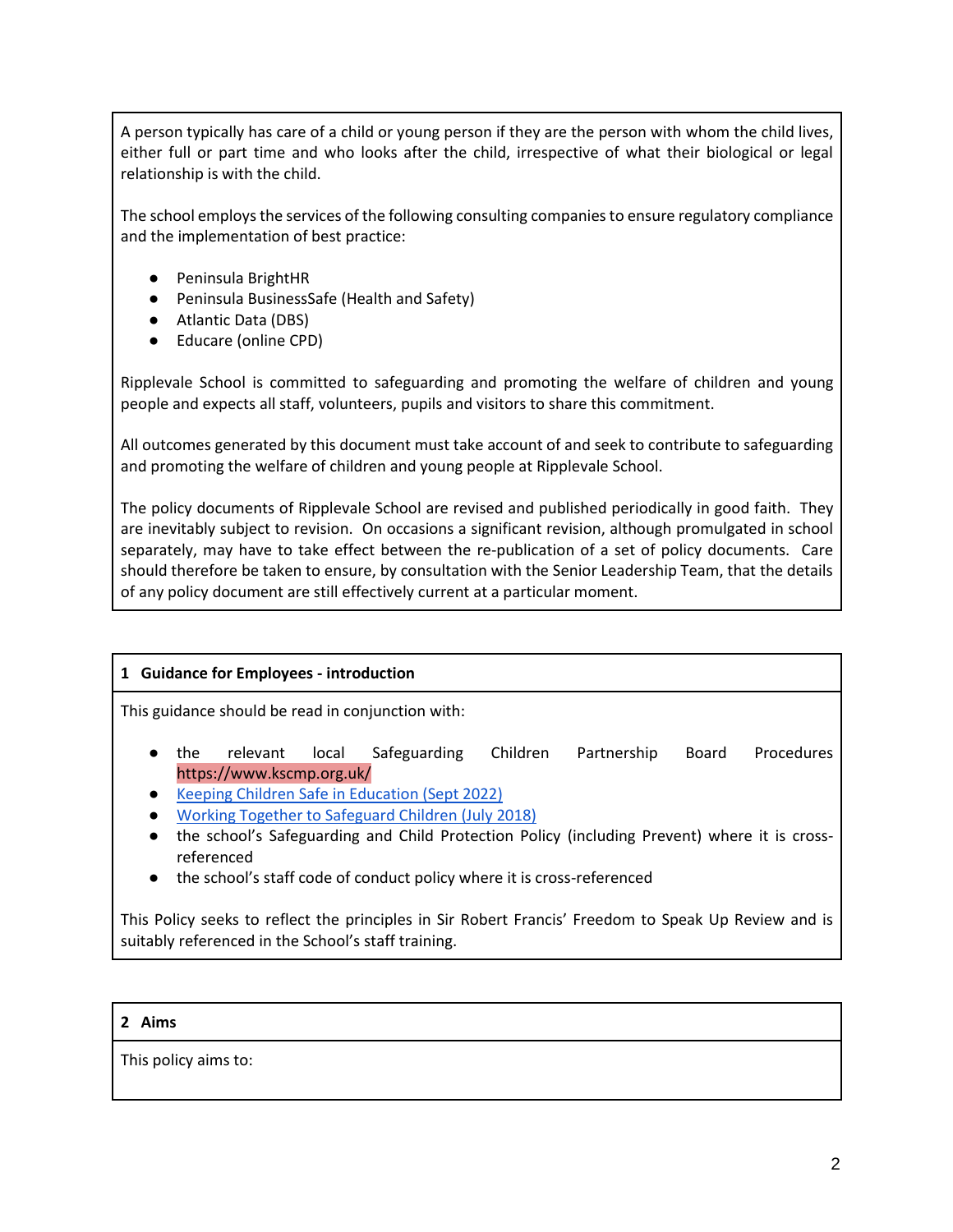A person typically has care of a child or young person if they are the person with whom the child lives, either full or part time and who looks after the child, irrespective of what their biological or legal relationship is with the child.

The school employs the services of the following consulting companies to ensure regulatory compliance and the implementation of best practice:

- Peninsula BrightHR
- Peninsula BusinessSafe (Health and Safety)
- Atlantic Data (DBS)
- Educare (online CPD)

Ripplevale School is committed to safeguarding and promoting the welfare of children and young people and expects all staff, volunteers, pupils and visitors to share this commitment.

All outcomes generated by this document must take account of and seek to contribute to safeguarding and promoting the welfare of children and young people at Ripplevale School.

The policy documents of Ripplevale School are revised and published periodically in good faith. They are inevitably subject to revision. On occasions a significant revision, although promulgated in school separately, may have to take effect between the re-publication of a set of policy documents. Care should therefore be taken to ensure, by consultation with the Senior Leadership Team, that the details of any policy document are still effectively current at a particular moment.

## 1 Guidance for Employees - introduction

This guidance should be read in conjunction with:

- the relevant local Safeguarding Children Partnership Board Procedures https://www.kscmp.org.uk/
- Keeping Children Safe in Education (Sept 2022)
- Working Together to Safeguard Children (July 2018)
- the school's Safeguarding and Child Protection Policy (including Prevent) where it is cross-referenced
- the school's staff code of conduct policy where it is cross-referenced

This Policy seeks to reflect the principles in Sir Robert Francis' Freedom to Speak Up Review and is suitably referenced in the School's staff training.

## 2 Aims

This policy aims to: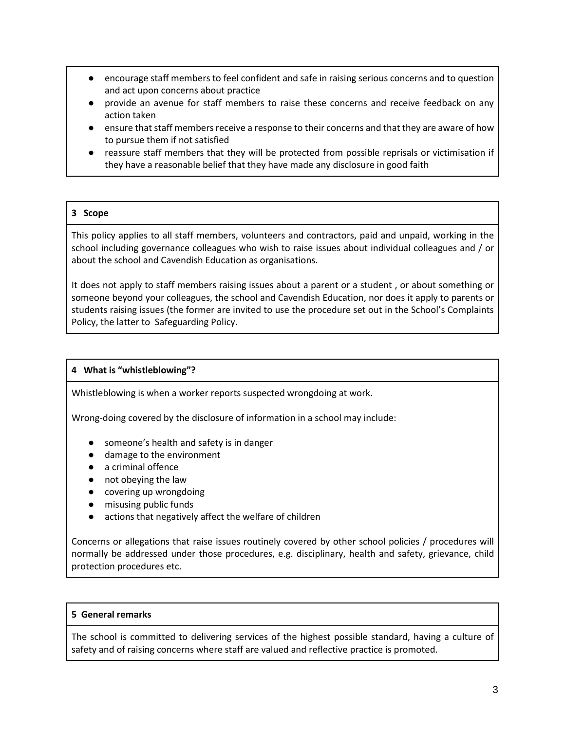- encourage staff members to feel confident and safe in raising serious concerns and to question and act upon concerns about practice
- provide an avenue for staff members to raise these concerns and receive feedback on any action taken
- ensure that staff members receive a response to their concerns and that they are aware of how to pursue them if not satisfied
- reassure staff members that they will be protected from possible reprisals or victimisation if they have a reasonable belief that they have made any disclosure in good faith

## 3 Scope

This policy applies to all staff members, volunteers and contractors, paid and unpaid, working in the school including governance colleagues who wish to raise issues about individual colleagues and / or about the school and Cavendish Education as organisations.

It does not apply to staff members raising issues about a parent or a student , or about something or someone beyond your colleagues, the school and Cavendish Education, nor does it apply to parents or students raising issues (the former are invited to use the procedure set out in the School's Complaints Policy, the latter to Safeguarding Policy.

## 4 What is "whistleblowing"?

Whistleblowing is when a worker reports suspected wrongdoing at work.

Wrong-doing covered by the disclosure of information in a school may include:

- someone's health and safety is in danger
- damage to the environment
- a criminal offence
- not obeying the law
- covering up wrongdoing
- misusing public funds
- actions that negatively affect the welfare of children

Concerns or allegations that raise issues routinely covered by other school policies / procedures will normally be addressed under those procedures, e.g. disciplinary, health and safety, grievance, child protection procedures etc.

## 5 General remarks

The school is committed to delivering services of the highest possible standard, having a culture of safety and of raising concerns where staff are valued and reflective practice is promoted.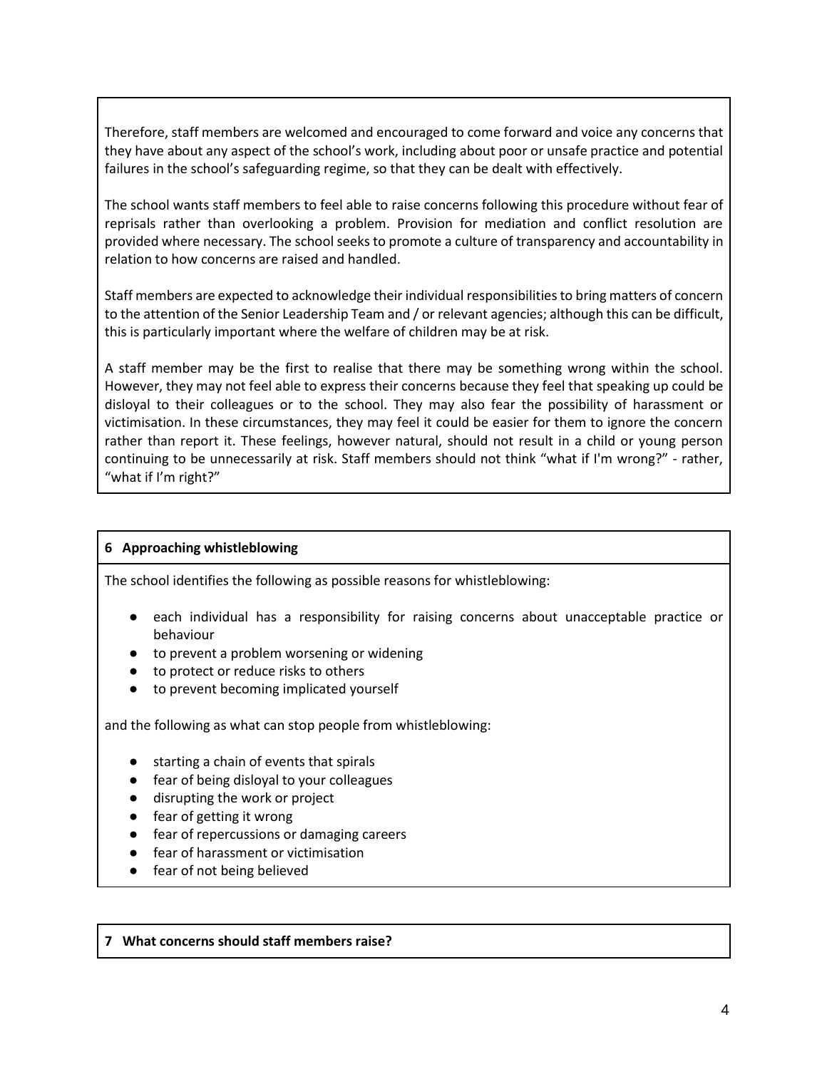Therefore, staff members are welcomed and encouraged to come forward and voice any concerns that they have about any aspect of the school's work, including about poor or unsafe practice and potential failures in the school's safeguarding regime, so that they can be dealt with effectively.

The school wants staff members to feel able to raise concerns following this procedure without fear of reprisals rather than overlooking a problem. Provision for mediation and conflict resolution are provided where necessary. The school seeks to promote a culture of transparency and accountability in relation to how concerns are raised and handled.

Staff members are expected to acknowledge their individual responsibilities to bring matters of concern to the attention of the Senior Leadership Team and / or relevant agencies; although this can be difficult, this is particularly important where the welfare of children may be at risk.

A staff member may be the first to realise that there may be something wrong within the school. However, they may not feel able to express their concerns because they feel that speaking up could be disloyal to their colleagues or to the school. They may also fear the possibility of harassment or victimisation. In these circumstances, they may feel it could be easier for them to ignore the concern rather than report it. These feelings, however natural, should not result in a child or young person continuing to be unnecessarily at risk. Staff members should not think "what if I'm wrong?" - rather, "what if I'm right?"

## 6 Approaching whistleblowing

The school identifies the following as possible reasons for whistleblowing:

- each individual has a responsibility for raising concerns about unacceptable practice or behaviour
- to prevent a problem worsening or widening
- to protect or reduce risks to others
- to prevent becoming implicated yourself

and the following as what can stop people from whistleblowing:

- starting a chain of events that spirals
- fear of being disloyal to your colleagues
- disrupting the work or project
- fear of getting it wrong
- fear of repercussions or damaging careers
- fear of harassment or victimisation
- fear of not being believed

## 7 What concerns should staff members raise?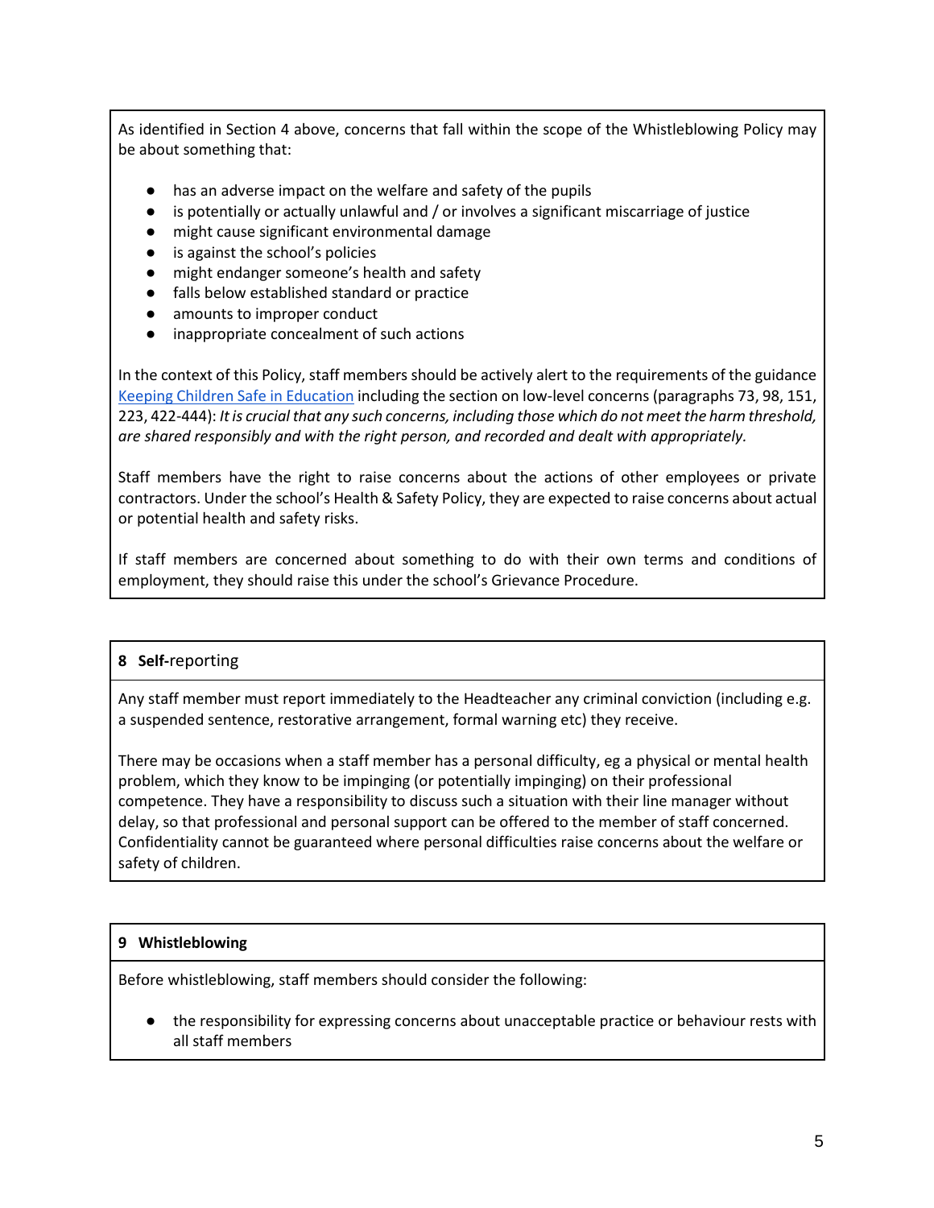As identified in Section 4 above, concerns that fall within the scope of the Whistleblowing Policy may be about something that:

- has an adverse impact on the welfare and safety of the pupils
- is potentially or actually unlawful and / or involves a significant miscarriage of justice
- might cause significant environmental damage
- is against the school's policies
- might endanger someone's health and safety
- falls below established standard or practice
- amounts to improper conduct
- inappropriate concealment of such actions

In the context of this Policy, staff members should be actively alert to the requirements of the guidance [Keeping Children Safe in Education](#) including the section on low-level concerns (paragraphs 73, 98, 151, 223, 422-444): *It is crucial that any such concerns, including those which do not meet the harm threshold, are shared responsibly and with the right person, and recorded and dealt with appropriately.*

Staff members have the right to raise concerns about the actions of other employees or private contractors. Under the school's Health & Safety Policy, they are expected to raise concerns about actual or potential health and safety risks.

If staff members are concerned about something to do with their own terms and conditions of employment, they should raise this under the school's Grievance Procedure.

## 8 **Self-**reporting

Any staff member must report immediately to the Headteacher any criminal conviction (including e.g. a suspended sentence, restorative arrangement, formal warning etc) they receive.

There may be occasions when a staff member has a personal difficulty, eg a physical or mental health problem, which they know to be impinging (or potentially impinging) on their professional competence. They have a responsibility to discuss such a situation with their line manager without delay, so that professional and personal support can be offered to the member of staff concerned. Confidentiality cannot be guaranteed where personal difficulties raise concerns about the welfare or safety of children.

## 9 Whistleblowing

Before whistleblowing, staff members should consider the following:

- the responsibility for expressing concerns about unacceptable practice or behaviour rests with all staff members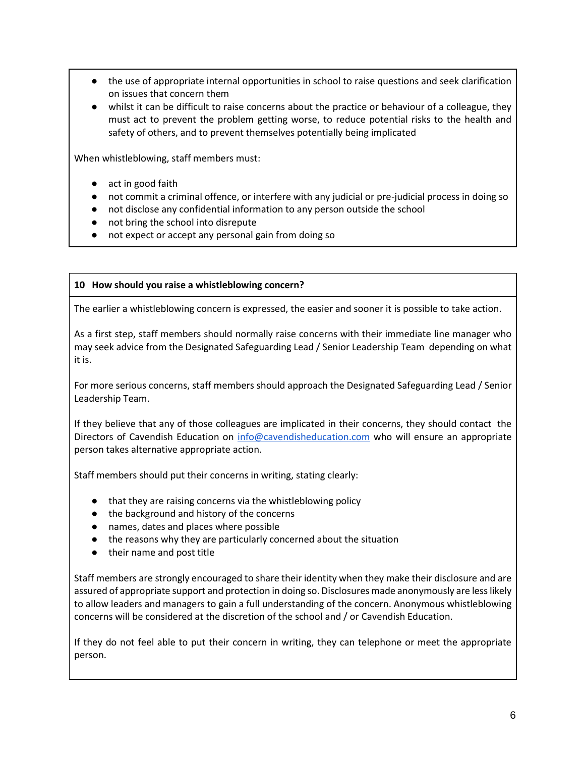- the use of appropriate internal opportunities in school to raise questions and seek clarification on issues that concern them
- whilst it can be difficult to raise concerns about the practice or behaviour of a colleague, they must act to prevent the problem getting worse, to reduce potential risks to the health and safety of others, and to prevent themselves potentially being implicated

When whistleblowing, staff members must:

- act in good faith
- not commit a criminal offence, or interfere with any judicial or pre-judicial process in doing so
- not disclose any confidential information to any person outside the school
- not bring the school into disrepute
- not expect or accept any personal gain from doing so

**10 How should you raise a whistleblowing concern?**

The earlier a whistleblowing concern is expressed, the easier and sooner it is possible to take action.

As a first step, staff members should normally raise concerns with their immediate line manager who may seek advice from the Designated Safeguarding Lead / Senior Leadership Team depending on what it is.

For more serious concerns, staff members should approach the Designated Safeguarding Lead / Senior Leadership Team.

If they believe that any of those colleagues are implicated in their concerns, they should contact the Directors of Cavendish Education on [info@cavendisheducation.com](mailto:info@cavendisheducation.com) who will ensure an appropriate person takes alternative appropriate action.

Staff members should put their concerns in writing, stating clearly:

- that they are raising concerns via the whistleblowing policy
- the background and history of the concerns
- names, dates and places where possible
- the reasons why they are particularly concerned about the situation
- their name and post title

Staff members are strongly encouraged to share their identity when they make their disclosure and are assured of appropriate support and protection in doing so. Disclosures made anonymously are less likely to allow leaders and managers to gain a full understanding of the concern. Anonymous whistleblowing concerns will be considered at the discretion of the school and / or Cavendish Education.

If they do not feel able to put their concern in writing, they can telephone or meet the appropriate person.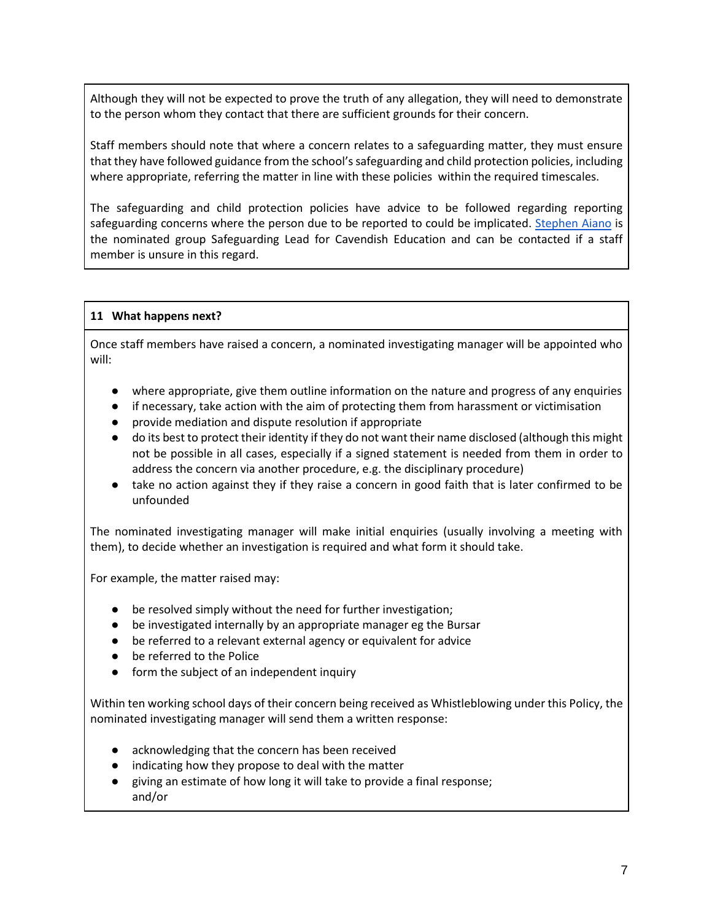Although they will not be expected to prove the truth of any allegation, they will need to demonstrate to the person whom they contact that there are sufficient grounds for their concern.

Staff members should note that where a concern relates to a safeguarding matter, they must ensure that they have followed guidance from the school's safeguarding and child protection policies, including where appropriate, referring the matter in line with these policies within the required timescales.

The safeguarding and child protection policies have advice to be followed regarding reporting safeguarding concerns where the person due to be reported to could be implicated. Stephen Aiano is the nominated group Safeguarding Lead for Cavendish Education and can be contacted if a staff member is unsure in this regard.

## 11 What happens next?

Once staff members have raised a concern, a nominated investigating manager will be appointed who will:

- where appropriate, give them outline information on the nature and progress of any enquiries
- if necessary, take action with the aim of protecting them from harassment or victimisation
- provide mediation and dispute resolution if appropriate
- do its best to protect their identity if they do not want their name disclosed (although this might not be possible in all cases, especially if a signed statement is needed from them in order to address the concern via another procedure, e.g. the disciplinary procedure)
- take no action against they if they raise a concern in good faith that is later confirmed to be unfounded

The nominated investigating manager will make initial enquiries (usually involving a meeting with them), to decide whether an investigation is required and what form it should take.

For example, the matter raised may:

- be resolved simply without the need for further investigation;
- be investigated internally by an appropriate manager eg the Bursar
- be referred to a relevant external agency or equivalent for advice
- be referred to the Police
- form the subject of an independent inquiry

Within ten working school days of their concern being received as Whistleblowing under this Policy, the nominated investigating manager will send them a written response:

- acknowledging that the concern has been received
- indicating how they propose to deal with the matter
- giving an estimate of how long it will take to provide a final response; and/or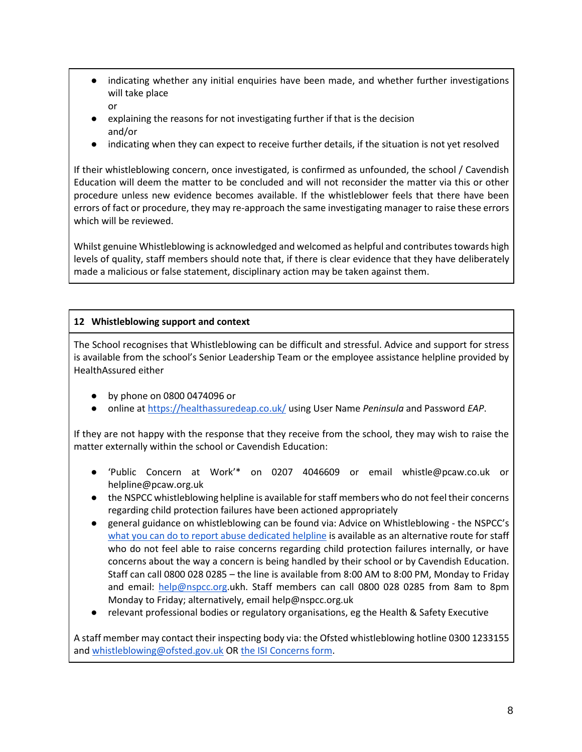- indicating whether any initial enquiries have been made, and whether further investigations will take place
  or
- explaining the reasons for not investigating further if that is the decision
  and/or
- indicating when they can expect to receive further details, if the situation is not yet resolved

If their whistleblowing concern, once investigated, is confirmed as unfounded, the school / Cavendish Education will deem the matter to be concluded and will not reconsider the matter via this or other procedure unless new evidence becomes available. If the whistleblower feels that there have been errors of fact or procedure, they may re-approach the same investigating manager to raise these errors which will be reviewed.

Whilst genuine Whistleblowing is acknowledged and welcomed as helpful and contributes towards high levels of quality, staff members should note that, if there is clear evidence that they have deliberately made a malicious or false statement, disciplinary action may be taken against them.

## 12 Whistleblowing support and context

The School recognises that Whistleblowing can be difficult and stressful. Advice and support for stress is available from the school's Senior Leadership Team or the employee assistance helpline provided by HealthAssured either

- by phone on 0800 0474096 or
- online at [https://healthassuredeap.co.uk/](https://healthassuredeap.co.uk/) using User Name *Peninsula* and Password *EAP*.

If they are not happy with the response that they receive from the school, they may wish to raise the matter externally within the school or Cavendish Education:

- 'Public Concern at Work'* on 0207 4046609 or email whistle@pcaw.co.uk or helpline@pcaw.org.uk
- the NSPCC whistleblowing helpline is available for staff members who do not feel their concerns regarding child protection failures have been actioned appropriately
- general guidance on whistleblowing can be found via: Advice on Whistleblowing - the NSPCC's [what you can do to report abuse dedicated helpline](#) is available as an alternative route for staff who do not feel able to raise concerns regarding child protection failures internally, or have concerns about the way a concern is being handled by their school or by Cavendish Education. Staff can call 0800 028 0285 – the line is available from 8:00 AM to 8:00 PM, Monday to Friday and email: [help@nspcc.org](mailto:help@nspcc.org).ukh. Staff members can call 0800 028 0285 from 8am to 8pm Monday to Friday; alternatively, email help@nspcc.org.uk
- relevant professional bodies or regulatory organisations, eg the Health & Safety Executive

A staff member may contact their inspecting body via: the Ofsted whistleblowing hotline 0300 1233155 and [whistleblowing@ofsted.gov.uk](mailto:whistleblowing@ofsted.gov.uk) OR [the ISI Concerns form](#).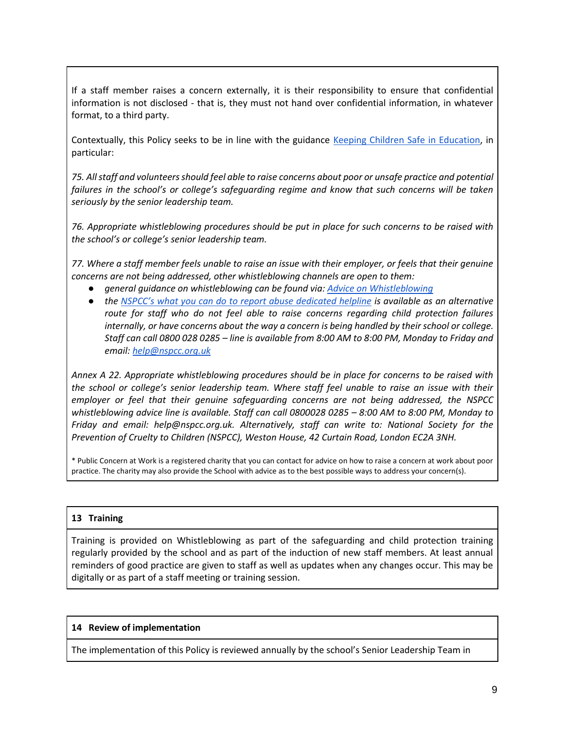If a staff member raises a concern externally, it is their responsibility to ensure that confidential information is not disclosed - that is, they must not hand over confidential information, in whatever format, to a third party.

Contextually, this Policy seeks to be in line with the guidance [Keeping Children Safe in Education](), in particular:

*75. All staff and volunteers should feel able to raise concerns about poor or unsafe practice and potential failures in the school's or college's safeguarding regime and know that such concerns will be taken seriously by the senior leadership team.*

*76. Appropriate whistleblowing procedures should be put in place for such concerns to be raised with the school's or college's senior leadership team.*

*77. Where a staff member feels unable to raise an issue with their employer, or feels that their genuine concerns are not being addressed, other whistleblowing channels are open to them:*

- *general guidance on whistleblowing can be found via: [Advice on Whistleblowing]()*
- *the [NSPCC's what you can do to report abuse dedicated helpline]() is available as an alternative route for staff who do not feel able to raise concerns regarding child protection failures internally, or have concerns about the way a concern is being handled by their school or college. Staff can call 0800 028 0285 – line is available from 8:00 AM to 8:00 PM, Monday to Friday and email: [help@nspcc.org.uk]()*

*Annex A 22. Appropriate whistleblowing procedures should be in place for concerns to be raised with the school or college's senior leadership team. Where staff feel unable to raise an issue with their employer or feel that their genuine safeguarding concerns are not being addressed, the NSPCC whistleblowing advice line is available. Staff can call 0800028 0285 – 8:00 AM to 8:00 PM, Monday to Friday and email: help@nspcc.org.uk. Alternatively, staff can write to: National Society for the Prevention of Cruelty to Children (NSPCC), Weston House, 42 Curtain Road, London EC2A 3NH.*

* Public Concern at Work is a registered charity that you can contact for advice on how to raise a concern at work about poor practice. The charity may also provide the School with advice as to the best possible ways to address your concern(s).

## 13 Training

Training is provided on Whistleblowing as part of the safeguarding and child protection training regularly provided by the school and as part of the induction of new staff members. At least annual reminders of good practice are given to staff as well as updates when any changes occur. This may be digitally or as part of a staff meeting or training session.

## 14 Review of implementation

The implementation of this Policy is reviewed annually by the school's Senior Leadership Team in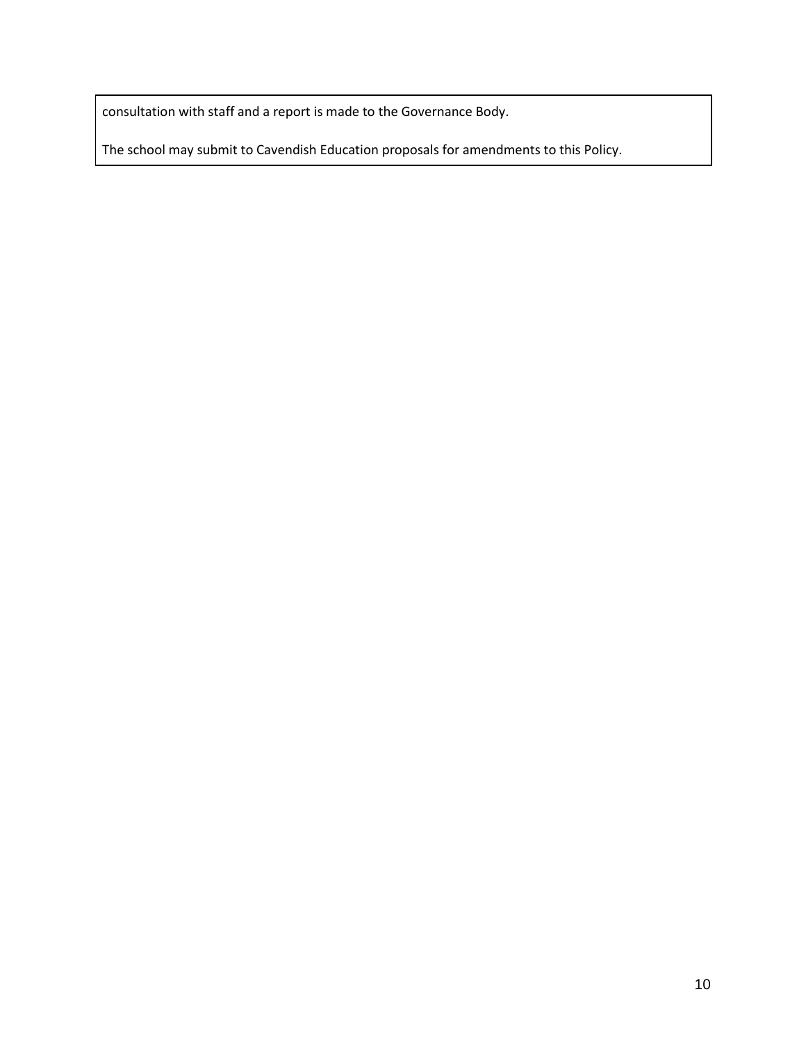consultation with staff and a report is made to the Governance Body.

The school may submit to Cavendish Education proposals for amendments to this Policy.